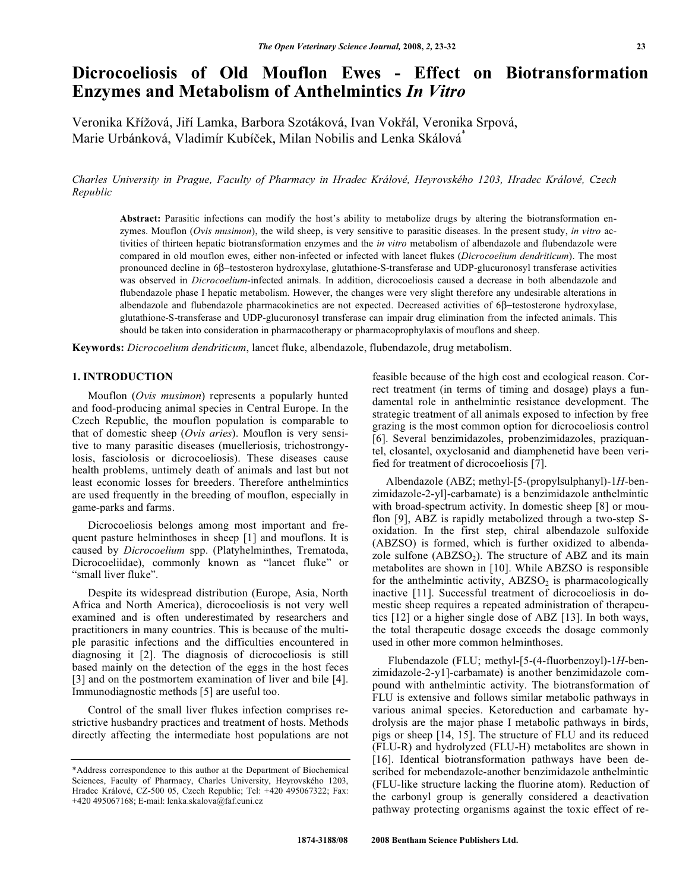# Dicrocoeliosis of Old Mouflon Ewes - Effect on Biotransformation Enzymes and Metabolism of Anthelmintics *In Vitro*

Veronika Křížová, Jiří Lamka, Barbora Szotáková, Ivan Vokřál, Veronika Srpová, Marie Urbánková, Vladimír Kubíček, Milan Nobilis and Lenka Skálová*

*Charles University in Prague, Faculty of Pharmacy in Hradec Králové, Heyrovského 1203, Hradec Králové, Czech Republic*

**Abstract:** Parasitic infections can modify the host's ability to metabolize drugs by altering the biotransformation enzymes. Mouflon (*Ovis musimon*), the wild sheep, is very sensitive to parasitic diseases. In the present study, *in vitro* activities of thirteen hepatic biotransformation enzymes and the *in vitro* metabolism of albendazole and flubendazole were compared in old mouflon ewes, either non-infected or infected with lancet flukes (*Dicrocoelium dendriticum*). The most pronounced decline in 6β–testosteron hydroxylase, glutathione-S-transferase and UDP-glucuronosyl transferase activities was observed in *Dicrocoelium*-infected animals. In addition, dicrocoeliosis caused a decrease in both albendazole and flubendazole phase I hepatic metabolism. However, the changes were very slight therefore any undesirable alterations in albendazole and flubendazole pharmacokinetics are not expected. Decreased activities of 6β–testosterone hydroxylase, glutathione-S-transferase and UDP-glucuronosyl transferase can impair drug elimination from the infected animals. This should be taken into consideration in pharmacotherapy or pharmacoprophylaxis of mouflons and sheep.

**Keywords:** *Dicrocoelium dendriticum*, lancet fluke, albendazole, flubendazole, drug metabolism.

## 1. INTRODUCTION

Mouflon (*Ovis musimon*) represents a popularly hunted and food-producing animal species in Central Europe. In the Czech Republic, the mouflon population is comparable to that of domestic sheep (*Ovis aries*). Mouflon is very sensitive to many parasitic diseases (muelleriosis, trichostrongylosis, fasciolosis or dicrocoeliosis). These diseases cause health problems, untimely death of animals and last but not least economic losses for breeders. Therefore anthelmintics are used frequently in the breeding of mouflon, especially in game-parks and farms.

Dicrocoeliosis belongs among most important and frequent pasture helminthoses in sheep [1] and mouflons. It is caused by *Dicrocoelium* spp. (Platyhelminthes, Trematoda, Dicrocoeliidae), commonly known as "lancet fluke" or "small liver fluke".

Despite its widespread distribution (Europe, Asia, North Africa and North America), dicrocoeliosis is not very well examined and is often underestimated by researchers and practitioners in many countries. This is because of the multiple parasitic infections and the difficulties encountered in diagnosing it [2]. The diagnosis of dicrocoeliosis is still based mainly on the detection of the eggs in the host feces [3] and on the postmortem examination of liver and bile [4]. Immunodiagnostic methods [5] are useful too.

Control of the small liver flukes infection comprises restrictive husbandry practices and treatment of hosts. Methods directly affecting the intermediate host populations are not feasible because of the high cost and ecological reason. Correct treatment (in terms of timing and dosage) plays a fundamental role in anthelmintic resistance development. The strategic treatment of all animals exposed to infection by free grazing is the most common option for dicrocoeliosis control [6]. Several benzimidazoles, probenzimidazoles, praziquantel, closantel, oxyclosanid and diamphenetid have been verified for treatment of dicrocoeliosis [7].

Albendazole (ABZ; methyl-[5-(propylsulphanyl)-1*H*-benzimidazole-2-yl]-carbamate) is a benzimidazole anthelmintic with broad-spectrum activity. In domestic sheep [8] or mouflon [9], ABZ is rapidly metabolized through a two-step S-oxidation. In the first step, chiral albendazole sulfoxide (ABZSO) is formed, which is further oxidized to albendazole sulfone ($ABZSO_2$). The structure of ABZ and its main metabolites are shown in [10]. While ABZSO is responsible for the anthelmintic activity, $ABZSO_2$ is pharmacologically inactive [11]. Successful treatment of dicrocoeliosis in domestic sheep requires a repeated administration of therapeutics [12] or a higher single dose of ABZ [13]. In both ways, the total therapeutic dosage exceeds the dosage commonly used in other more common helminthoses.

Flubendazole (FLU; methyl-[5-(4-fluorbenzoyl)-1*H*-benzimidazole-2-y1]-carbamate) is another benzimidazole compound with anthelmintic activity. The biotransformation of FLU is extensive and follows similar metabolic pathways in various animal species. Ketoreduction and carbamate hydrolysis are the major phase I metabolic pathways in birds, pigs or sheep [14, 15]. The structure of FLU and its reduced (FLU-R) and hydrolyzed (FLU-H) metabolites are shown in [16]. Identical biotransformation pathways have been described for mebendazole-another benzimidazole anthelmintic (FLU-like structure lacking the fluorine atom). Reduction of the carbonyl group is generally considered a deactivation pathway protecting organisms against the toxic effect of re-

*Address correspondence to this author at the Department of Biochemical Sciences, Faculty of Pharmacy, Charles University, Heyrovského 1203, Hradec Králové, CZ-500 05, Czech Republic; Tel: +420 495067322; Fax: +420 495067168; E-mail: lenka.skalova@faf.cuni.cz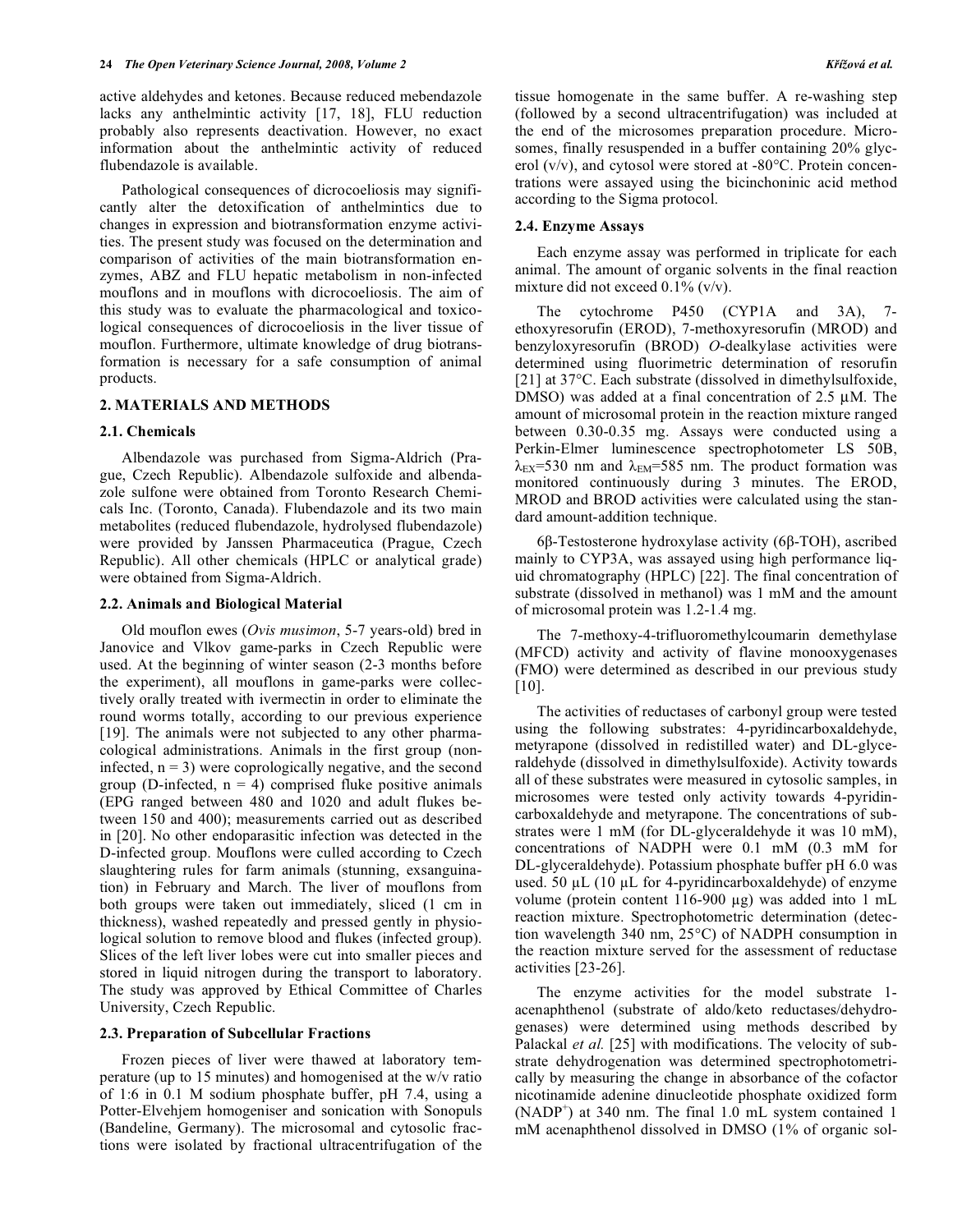active aldehydes and ketones. Because reduced mebendazole lacks any anthelmintic activity [17, 18], FLU reduction probably also represents deactivation. However, no exact information about the anthelmintic activity of reduced flubendazole is available.

Pathological consequences of dicrocoeliosis may significantly alter the detoxification of anthelmintics due to changes in expression and biotransformation enzyme activities. The present study was focused on the determination and comparison of activities of the main biotransformation enzymes, ABZ and FLU hepatic metabolism in non-infected mouflons and in mouflons with dicrocoeliosis. The aim of this study was to evaluate the pharmacological and toxicological consequences of dicrocoeliosis in the liver tissue of mouflon. Furthermore, ultimate knowledge of drug biotransformation is necessary for a safe consumption of animal products.

## 2. MATERIALS AND METHODS

### 2.1. Chemicals

Albendazole was purchased from Sigma-Aldrich (Prague, Czech Republic). Albendazole sulfoxide and albendazole sulfone were obtained from Toronto Research Chemicals Inc. (Toronto, Canada). Flubendazole and its two main metabolites (reduced flubendazole, hydrolysed flubendazole) were provided by Janssen Pharmaceutica (Prague, Czech Republic). All other chemicals (HPLC or analytical grade) were obtained from Sigma-Aldrich.

### 2.2. Animals and Biological Material

Old mouflon ewes (*Ovis musimon*, 5-7 years-old) bred in Janovice and Vlkov game-parks in Czech Republic were used. At the beginning of winter season (2-3 months before the experiment), all mouflons in game-parks were collectively orally treated with ivermectin in order to eliminate the round worms totally, according to our previous experience [19]. The animals were not subjected to any other pharmacological administrations. Animals in the first group (non-infected, n = 3) were coprologically negative, and the second group (D-infected, n = 4) comprised fluke positive animals (EPG ranged between 480 and 1020 and adult flukes between 150 and 400); measurements carried out as described in [20]. No other endoparasitic infection was detected in the D-infected group. Mouflons were culled according to Czech slaughtering rules for farm animals (stunning, exsanguination) in February and March. The liver of mouflons from both groups were taken out immediately, sliced (1 cm in thickness), washed repeatedly and pressed gently in physiological solution to remove blood and flukes (infected group). Slices of the left liver lobes were cut into smaller pieces and stored in liquid nitrogen during the transport to laboratory. The study was approved by Ethical Committee of Charles University, Czech Republic.

### 2.3. Preparation of Subcellular Fractions

Frozen pieces of liver were thawed at laboratory temperature (up to 15 minutes) and homogenised at the w/v ratio of 1:6 in 0.1 M sodium phosphate buffer, pH 7.4, using a Potter-Elvehjem homogeniser and sonication with Sonopuls (Bandeline, Germany). The microsomal and cytosolic fractions were isolated by fractional ultracentrifugation of the tissue homogenate in the same buffer. A re-washing step (followed by a second ultracentrifugation) was included at the end of the microsomes preparation procedure. Microsomes, finally resuspended in a buffer containing 20% glycerol (v/v), and cytosol were stored at -80°C. Protein concentrations were assayed using the bicinchoninic acid method according to the Sigma protocol.

### 2.4. Enzyme Assays

Each enzyme assay was performed in triplicate for each animal. The amount of organic solvents in the final reaction mixture did not exceed 0.1% (v/v).

The cytochrome P450 (CYP1A and 3A), 7-ethoxyresorufin (EROD), 7-methoxyresorufin (MROD) and benzyloxyresorufin (BROD) *O*-dealkylase activities were determined using fluorimetric determination of resorufin [21] at 37°C. Each substrate (dissolved in dimethylsulfoxide, DMSO) was added at a final concentration of 2.5 µM. The amount of microsomal protein in the reaction mixture ranged between 0.30-0.35 mg. Assays were conducted using a Perkin-Elmer luminescence spectrophotometer LS 50B, $\lambda_{EX}$=530 nm and $\lambda_{EM}$=585 nm. The product formation was monitored continuously during 3 minutes. The EROD, MROD and BROD activities were calculated using the standard amount-addition technique.

6β-Testosterone hydroxylase activity (6β-TOH), ascribed mainly to CYP3A, was assayed using high performance liquid chromatography (HPLC) [22]. The final concentration of substrate (dissolved in methanol) was 1 mM and the amount of microsomal protein was 1.2-1.4 mg.

The 7-methoxy-4-trifluoromethylcoumarin demethylase (MFCD) activity and activity of flavine monooxygenases (FMO) were determined as described in our previous study [10].

The activities of reductases of carbonyl group were tested using the following substrates: 4-pyridincarboxaldehyde, metyrapone (dissolved in redistilled water) and DL-glyceraldehyde (dissolved in dimethylsulfoxide). Activity towards all of these substrates were measured in cytosolic samples, in microsomes were tested only activity towards 4-pyridincarboxaldehyde and metyrapone. The concentrations of substrates were 1 mM (for DL-glyceraldehyde it was 10 mM), concentrations of NADPH were 0.1 mM (0.3 mM for DL-glyceraldehyde). Potassium phosphate buffer pH 6.0 was used. 50 µL (10 µL for 4-pyridincarboxaldehyde) of enzyme volume (protein content 116-900 µg) was added into 1 mL reaction mixture. Spectrophotometric determination (detection wavelength 340 nm, 25°C) of NADPH consumption in the reaction mixture served for the assessment of reductase activities [23-26].

The enzyme activities for the model substrate 1-acenaphthenol (substrate of aldo/keto reductases/dehydrogenases) were determined using methods described by Palackal *et al.* [25] with modifications. The velocity of substrate dehydrogenation was determined spectrophotometrically by measuring the change in absorbance of the cofactor nicotinamide adenine dinucleotide phosphate oxidized form ($NADP^+$) at 340 nm. The final 1.0 mL system contained 1 mM acenaphthenol dissolved in DMSO (1% of organic sol-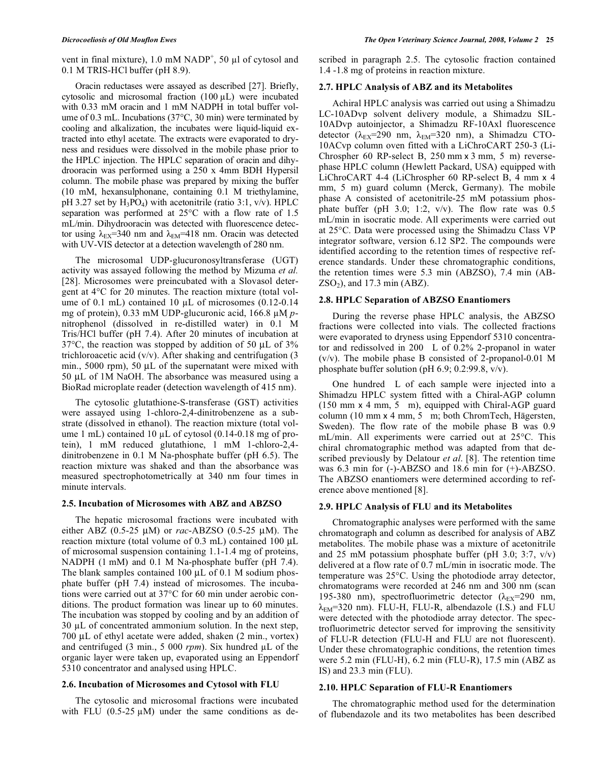vent in final mixture), 1.0 mM $NADP^+$, 50 µl of cytosol and 0.1 M TRIS-HCl buffer (pH 8.9).

Oracin reductases were assayed as described [27]. Briefly, cytosolic and microsomal fraction (100 µL) were incubated with 0.33 mM oracin and 1 mM NADPH in total buffer volume of 0.3 mL. Incubations (37°C, 30 min) were terminated by cooling and alkalization, the incubates were liquid-liquid extracted into ethyl acetate. The extracts were evaporated to dryness and residues were dissolved in the mobile phase prior to the HPLC injection. The HPLC separation of oracin and dihydrooracin was performed using a 250 x 4mm BDH Hypersil column. The mobile phase was prepared by mixing the buffer (10 mM, hexansulphonane, containing 0.1 M triethylamine, pH 3.27 set by $H_3PO_4$) with acetonitrile (ratio 3:1, v/v). HPLC separation was performed at 25°C with a flow rate of 1.5 mL/min. Dihydrooracin was detected with fluorescence detector using $\lambda_{EX}$=340 nm and $\lambda_{EM}$=418 nm. Oracin was detected with UV-VIS detector at a detection wavelength of 280 nm.

The microsomal UDP-glucuronosyltransferase (UGT) activity was assayed following the method by Mizuma *et al.* [28]. Microsomes were preincubated with a Slovasol detergent at 4°C for 20 minutes. The reaction mixture (total volume of 0.1 mL) contained 10 µL of microsomes (0.12-0.14 mg of protein), 0.33 mM UDP-glucuronic acid, 166.8 µM *p*-nitrophenol (dissolved in re-distilled water) in 0.1 M Tris/HCl buffer (pH 7.4). After 20 minutes of incubation at 37°C, the reaction was stopped by addition of 50 µL of 3% trichloroacetic acid (v/v). After shaking and centrifugation (3 min., 5000 rpm), 50 µL of the supernatant were mixed with 50 µL of 1M NaOH. The absorbance was measured using a BioRad microplate reader (detection wavelength of 415 nm).

The cytosolic glutathione-S-transferase (GST) activities were assayed using 1-chloro-2,4-dinitrobenzene as a substrate (dissolved in ethanol). The reaction mixture (total volume 1 mL) contained 10 µL of cytosol (0.14-0.18 mg of protein), 1 mM reduced glutathione, 1 mM 1-chloro-2,4-dinitrobenzene in 0.1 M Na-phosphate buffer (pH 6.5). The reaction mixture was shaked and than the absorbance was measured spectrophotometrically at 340 nm four times in minute intervals.

### 2.5. Incubation of Microsomes with ABZ and ABZSO

The hepatic microsomal fractions were incubated with either ABZ (0.5-25 µM) or *rac*-ABZSO (0.5-25 µM). The reaction mixture (total volume of 0.3 mL) contained 100 µL of microsomal suspension containing 1.1-1.4 mg of proteins, NADPH (1 mM) and 0.1 M Na-phosphate buffer (pH 7.4). The blank samples contained 100 µL of 0.1 M sodium phosphate buffer (pH 7.4) instead of microsomes. The incubations were carried out at 37°C for 60 min under aerobic conditions. The product formation was linear up to 60 minutes. The incubation was stopped by cooling and by an addition of 30 µL of concentrated ammonium solution. In the next step, 700 µL of ethyl acetate were added, shaken (2 min., vortex) and centrifuged (3 min., 5 000 *rpm*). Six hundred µL of the organic layer were taken up, evaporated using an Eppendorf 5310 concentrator and analysed using HPLC.

### 2.6. Incubation of Microsomes and Cytosol with FLU

The cytosolic and microsomal fractions were incubated with FLU (0.5-25 µM) under the same conditions as described in paragraph 2.5. The cytosolic fraction contained 1.4 -1.8 mg of proteins in reaction mixture.

### 2.7. HPLC Analysis of ABZ and its Metabolites

Achiral HPLC analysis was carried out using a Shimadzu LC-10ADvp solvent delivery module, a Shimadzu SIL-10ADvp autoinjector, a Shimadzu RF-10Axl fluorescence detector ($\lambda_{EX}$=290 nm, $\lambda_{EM}$=320 nm), a Shimadzu CTO-10ACvp column oven fitted with a LiChroCART 250-3 (LiChrospher 60 RP-select B, 250 mm x 3 mm, 5 m) reverse-phase HPLC column (Hewlett Packard, USA) equipped with LiChroCART 4-4 (LiChrospher 60 RP-select B, 4 mm x 4 mm, 5 m) guard column (Merck, Germany). The mobile phase A consisted of acetonitrile-25 mM potassium phosphate buffer (pH 3.0; 1:2, v/v). The flow rate was 0.5 mL/min in isocratic mode. All experiments were carried out at 25°C. Data were processed using the Shimadzu Class VP integrator software, version 6.12 SP2. The compounds were identified according to the retention times of respective reference standards. Under these chromatographic conditions, the retention times were 5.3 min (ABZSO), 7.4 min ($ABZSO_2$), and 17.3 min (ABZ).

### 2.8. HPLC Separation of ABZSO Enantiomers

During the reverse phase HPLC analysis, the ABZSO fractions were collected into vials. The collected fractions were evaporated to dryness using Eppendorf 5310 concentrator and redissolved in 200 L of 0.2% 2-propanol in water (v/v). The mobile phase B consisted of 2-propanol-0.01 M phosphate buffer solution (pH 6.9; 0.2:99.8, v/v).

One hundred L of each sample were injected into a Shimadzu HPLC system fitted with a Chiral-AGP column (150 mm x 4 mm, 5 m), equipped with Chiral-AGP guard column (10 mm x 4 mm, 5 m; both ChromTech, Hägersten, Sweden). The flow rate of the mobile phase B was 0.9 mL/min. All experiments were carried out at 25°C. This chiral chromatographic method was adapted from that described previously by Delatour *et al*. [8]. The retention time was 6.3 min for (-)-ABZSO and 18.6 min for (+)-ABZSO. The ABZSO enantiomers were determined according to reference above mentioned [8].

### 2.9. HPLC Analysis of FLU and its Metabolites

Chromatographic analyses were performed with the same chromatograph and column as described for analysis of ABZ metabolites. The mobile phase was a mixture of acetonitrile and 25 mM potassium phosphate buffer (pH 3.0; 3:7, v/v) delivered at a flow rate of 0.7 mL/min in isocratic mode. The temperature was 25°C. Using the photodiode array detector, chromatograms were recorded at 246 nm and 300 nm (scan 195-380 nm), spectrofluorimetric detector ($\lambda_{EX}$=290 nm, $\lambda_{EM}$=320 nm). FLU-H, FLU-R, albendazole (I.S.) and FLU were detected with the photodiode array detector. The spectrofluorimetric detector served for improving the sensitivity of FLU-R detection (FLU-H and FLU are not fluorescent). Under these chromatographic conditions, the retention times were 5.2 min (FLU-H), 6.2 min (FLU-R), 17.5 min (ABZ as IS) and 23.3 min (FLU).

### 2.10. HPLC Separation of FLU-R Enantiomers

The chromatographic method used for the determination of flubendazole and its two metabolites has been described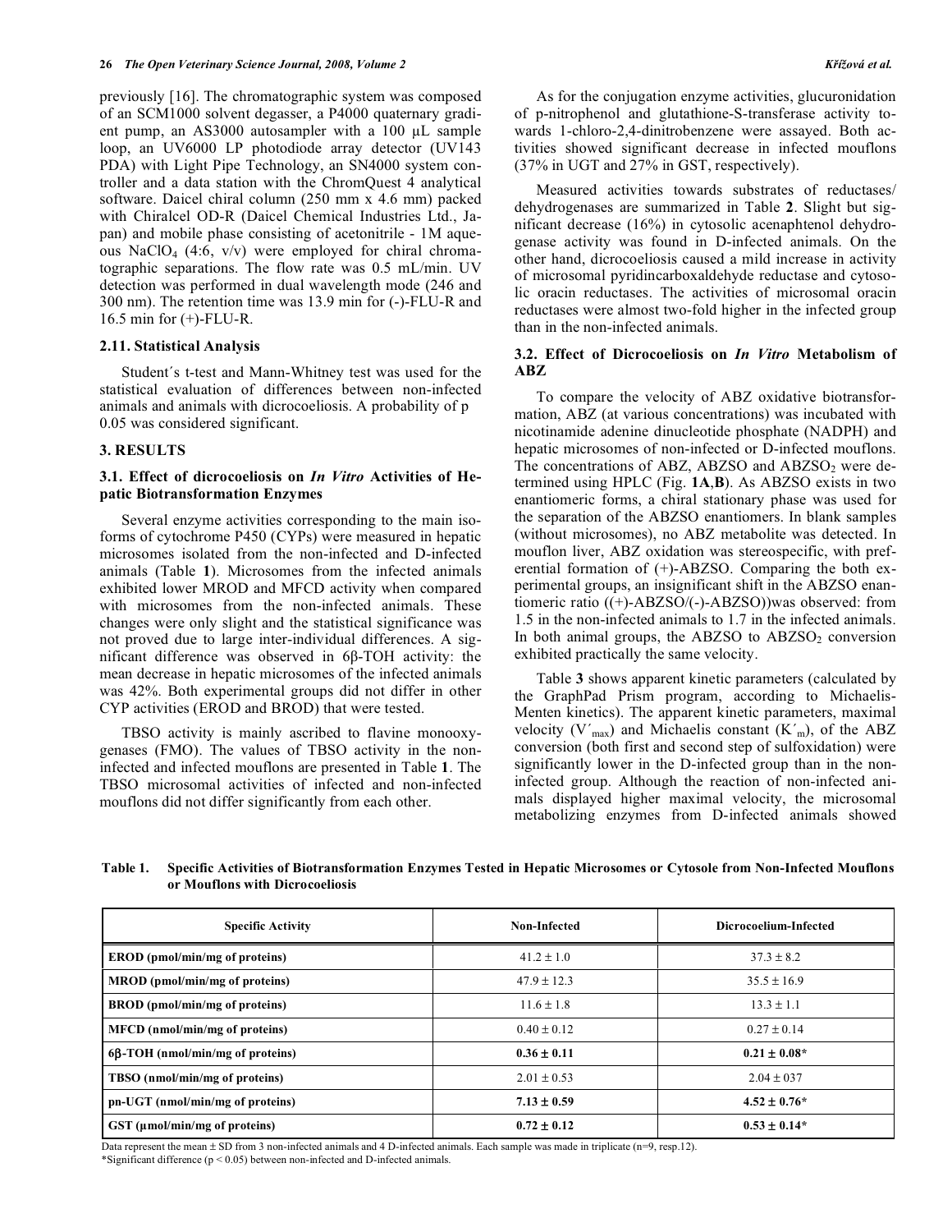previously [16]. The chromatographic system was composed of an SCM1000 solvent degasser, a P4000 quaternary gradient pump, an AS3000 autosampler with a 100 µL sample loop, an UV6000 LP photodiode array detector (UV143 PDA) with Light Pipe Technology, an SN4000 system controller and a data station with the ChromQuest 4 analytical software. Daicel chiral column (250 mm x 4.6 mm) packed with Chiralcel OD-R (Daicel Chemical Industries Ltd., Japan) and mobile phase consisting of acetonitrile - 1M aqueous $NaClO_4$ (4:6, v/v) were employed for chiral chromatographic separations. The flow rate was 0.5 mL/min. UV detection was performed in dual wavelength mode (246 and 300 nm). The retention time was 13.9 min for (-)-FLU-R and 16.5 min for (+)-FLU-R.

### 2.11. Statistical Analysis

Student´s t-test and Mann-Whitney test was used for the statistical evaluation of differences between non-infected animals and animals with dicrocoeliosis. A probability of p 0.05 was considered significant.

## 3. RESULTS

### 3.1. Effect of dicrocoeliosis on *In Vitro* Activities of Hepatic Biotransformation Enzymes

Several enzyme activities corresponding to the main isoforms of cytochrome P450 (CYPs) were measured in hepatic microsomes isolated from the non-infected and D-infected animals (Table **1**). Microsomes from the infected animals exhibited lower MROD and MFCD activity when compared with microsomes from the non-infected animals. These changes were only slight and the statistical significance was not proved due to large inter-individual differences. A significant difference was observed in 6β-TOH activity: the mean decrease in hepatic microsomes of the infected animals was 42%. Both experimental groups did not differ in other CYP activities (EROD and BROD) that were tested.

TBSO activity is mainly ascribed to flavine monooxygenases (FMO). The values of TBSO activity in the non-infected and infected mouflons are presented in Table **1**. The TBSO microsomal activities of infected and non-infected mouflons did not differ significantly from each other.

As for the conjugation enzyme activities, glucuronidation of p-nitrophenol and glutathione-S-transferase activity towards 1-chloro-2,4-dinitrobenzene were assayed. Both activities showed significant decrease in infected mouflons (37% in UGT and 27% in GST, respectively).

Measured activities towards substrates of reductases/dehydrogenases are summarized in Table **2**. Slight but significant decrease (16%) in cytosolic acenaphtenol dehydrogenase activity was found in D-infected animals. On the other hand, dicrocoeliosis caused a mild increase in activity of microsomal pyridincarboxaldehyde reductase and cytosolic oracin reductases. The activities of microsomal oracin reductases were almost two-fold higher in the infected group than in the non-infected animals.

### 3.2. Effect of Dicrocoeliosis on *In Vitro* Metabolism of ABZ

To compare the velocity of ABZ oxidative biotransformation, ABZ (at various concentrations) was incubated with nicotinamide adenine dinucleotide phosphate (NADPH) and hepatic microsomes of non-infected or D-infected mouflons. The concentrations of ABZ, ABZSO and $ABZSO_2$ were determined using HPLC (Fig. **1A**,**B**). As ABZSO exists in two enantiomeric forms, a chiral stationary phase was used for the separation of the ABZSO enantiomers. In blank samples (without microsomes), no ABZ metabolite was detected. In mouflon liver, ABZ oxidation was stereospecific, with preferential formation of (+)-ABZSO. Comparing the both experimental groups, an insignificant shift in the ABZSO enantiomeric ratio ((+)-ABZSO/(-)-ABZSO))was observed: from 1.5 in the non-infected animals to 1.7 in the infected animals. In both animal groups, the ABZSO to $ABZSO_2$ conversion exhibited practically the same velocity.

Table **3** shows apparent kinetic parameters (calculated by the GraphPad Prism program, according to Michaelis-Menten kinetics). The apparent kinetic parameters, maximal velocity ($V'_{max}$) and Michaelis constant ($K'_m$), of the ABZ conversion (both first and second step of sulfoxidation) were significantly lower in the D-infected group than in the non-infected group. Although the reaction of non-infected animals displayed higher maximal velocity, the microsomal metabolizing enzymes from D-infected animals showed

**Table 1. Specific Activities of Biotransformation Enzymes Tested in Hepatic Microsomes or Cytosole from Non-Infected Mouflons or Mouflons with Dicrocoeliosis**

| Specific Activity | Non-Infected | Dicrocoelium-Infected |
|---|---|---|
| **EROD (pmol/min/mg of proteins)** | 41.2 ± 1.0 | 37.3 ± 8.2 |
| **MROD (pmol/min/mg of proteins)** | 47.9 ± 12.3 | 35.5 ± 16.9 |
| **BROD (pmol/min/mg of proteins)** | 11.6 ± 1.8 | 13.3 ± 1.1 |
| **MFCD (nmol/min/mg of proteins)** | 0.40 ± 0.12 | 0.27 ± 0.14 |
| **6β-TOH (nmol/min/mg of proteins)** | **0.36 ± 0.11** | **0.21 ± 0.08*** |
| **TBSO (nmol/min/mg of proteins)** | 2.01 ± 0.53 | 2.04 ± 037 |
| **pn-UGT (nmol/min/mg of proteins)** | **7.13 ± 0.59** | **4.52 ± 0.76*** |
| **GST (µmol/min/mg of proteins)** | **0.72 ± 0.12** | **0.53 ± 0.14*** |

Data represent the mean ± SD from 3 non-infected animals and 4 D-infected animals. Each sample was made in triplicate (n=9, resp.12).

*Significant difference ($p < 0.05$) between non-infected and D-infected animals.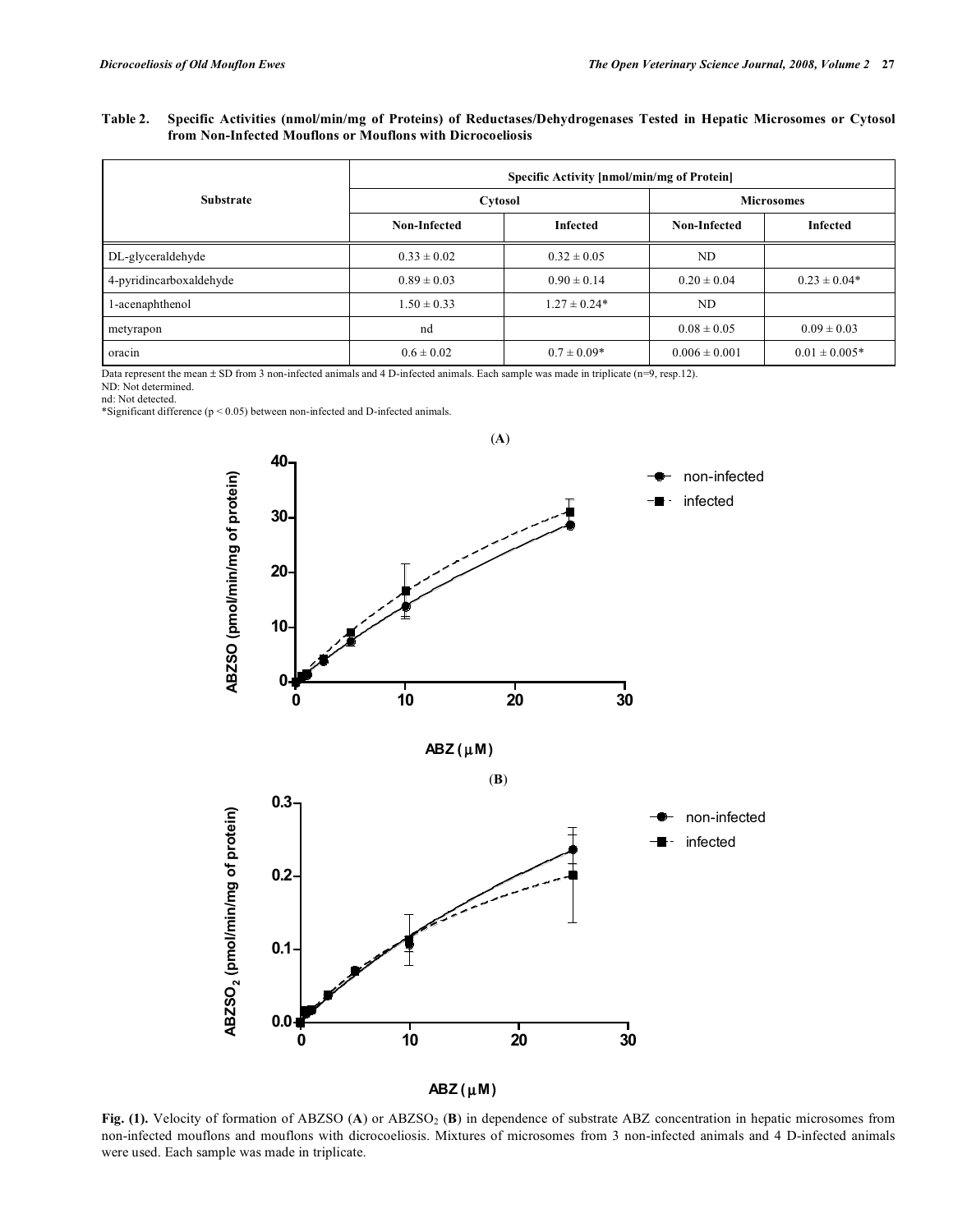**Table 2. Specific Activities (nmol/min/mg of Proteins) of Reductases/Dehydrogenases Tested in Hepatic Microsomes or Cytosol from Non-Infected Mouflons or Mouflons with Dicrocoeliosis**

| Substrate | Specific Activity [nmol/min/mg of Protein] | | | |
|---|---|---|---|---|
| | Cytosol | | Microsomes | |
| | Non-Infected | Infected | Non-Infected | Infected |
| DL-glyceraldehyde | 0.33 ± 0.02 | 0.32 ± 0.05 | ND | |
| 4-pyridincarboxaldehyde | 0.89 ± 0.03 | 0.90 ± 0.14 | 0.20 ± 0.04 | 0.23 ± 0.04* |
| 1-acenaphthenol | 1.50 ± 0.33 | 1.27 ± 0.24* | ND | |
| metyrapon | nd | | 0.08 ± 0.05 | 0.09 ± 0.03 |
| oracin | 0.6 ± 0.02 | 0.7 ± 0.09* | 0.006 ± 0.001 | 0.01 ± 0.005* |

Data represent the mean ± SD from 3 non-infected animals and 4 D-infected animals. Each sample was made in triplicate (n=9, resp.12).
ND: Not determined.
nd: Not detected.
*Significant difference ($p < 0.05$) between non-infected and D-infected animals.

**Fig. (1).** Velocity of formation of ABZSO (**A**) or $ABZSO_2$ (**B**) in dependence of substrate ABZ concentration in hepatic microsomes from non-infected mouflons and mouflons with dicrocoeliosis. Mixtures of microsomes from 3 non-infected animals and 4 D-infected animals were used. Each sample was made in triplicate.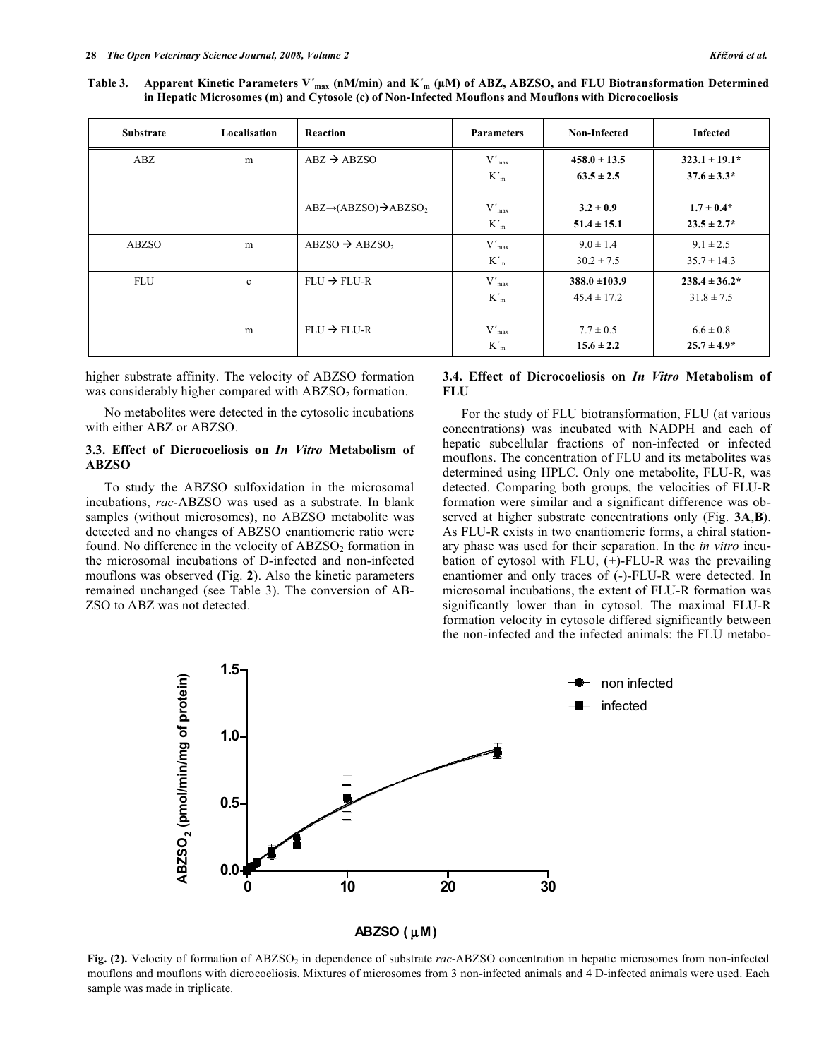**Table 3. Apparent Kinetic Parameters $V'_{max}$ (nM/min) and $K'_m$ (μM) of ABZ, ABZSO, and FLU Biotransformation Determined in Hepatic Microsomes (m) and Cytosole (c) of Non-Infected Mouflons and Mouflons with Dicrocoeliosis**

| Substrate | Localisation | Reaction | Parameters | Non-Infected | Infected |
|---|---|---|---|---|---|
| ABZ | m | ABZ → ABZSO | $V'_{max}$ | **458.0 ± 13.5** | **323.1 ± 19.1*** |
| | | | $K'_m$ | **63.5 ± 2.5** | **37.6 ± 3.3*** |
| | | ABZ→(ABZSO)→$ABZSO_2$ | $V'_{max}$ | **3.2 ± 0.9** | **1.7 ± 0.4*** |
| | | | $K'_m$ | **51.4 ± 15.1** | **23.5 ± 2.7*** |
| ABZSO | m | ABZSO → $ABZSO_2$ | $V'_{max}$ | 9.0 ± 1.4 | 9.1 ± 2.5 |
| | | | $K'_m$ | 30.2 ± 7.5 | 35.7 ± 14.3 |
| FLU | c | FLU → FLU-R | $V'_{max}$ | **388.0 ±103.9** | **238.4 ± 36.2*** |
| | | | $K'_m$ | 45.4 ± 17.2 | 31.8 ± 7.5 |
| | m | FLU → FLU-R | $V'_{max}$ | 7.7 ± 0.5 | 6.6 ± 0.8 |
| | | | $K'_m$ | **15.6 ± 2.2** | **25.7 ± 4.9*** |

higher substrate affinity. The velocity of ABZSO formation was considerably higher compared with $ABZSO_2$ formation.

No metabolites were detected in the cytosolic incubations with either ABZ or ABZSO.

### 3.3. Effect of Dicrocoeliosis on *In Vitro* Metabolism of ABZSO

To study the ABZSO sulfoxidation in the microsomal incubations, *rac*-ABZSO was used as a substrate. In blank samples (without microsomes), no ABZSO metabolite was detected and no changes of ABZSO enantiomeric ratio were found. No difference in the velocity of $ABZSO_2$ formation in the microsomal incubations of D-infected and non-infected mouflons was observed (Fig. **2**). Also the kinetic parameters remained unchanged (see Table 3). The conversion of ABZSO to ABZ was not detected.

### 3.4. Effect of Dicrocoeliosis on *In Vitro* Metabolism of FLU

For the study of FLU biotransformation, FLU (at various concentrations) was incubated with NADPH and each of hepatic subcellular fractions of non-infected or infected mouflons. The concentration of FLU and its metabolites was determined using HPLC. Only one metabolite, FLU-R, was detected. Comparing both groups, the velocities of FLU-R formation were similar and a significant difference was observed at higher substrate concentrations only (Fig. **3A**,**B**). As FLU-R exists in two enantiomeric forms, a chiral stationary phase was used for their separation. In the *in vitro* incubation of cytosol with FLU, (+)-FLU-R was the prevailing enantiomer and only traces of (-)-FLU-R were detected. In microsomal incubations, the extent of FLU-R formation was significantly lower than in cytosol. The maximal FLU-R formation velocity in cytosole differed significantly between the non-infected and the infected animals: the FLU metabo-

**Fig. (2).** Velocity of formation of $ABZSO_2$ in dependence of substrate *rac*-ABZSO concentration in hepatic microsomes from non-infected mouflons and mouflons with dicrocoeliosis. Mixtures of microsomes from 3 non-infected animals and 4 D-infected animals were used. Each sample was made in triplicate.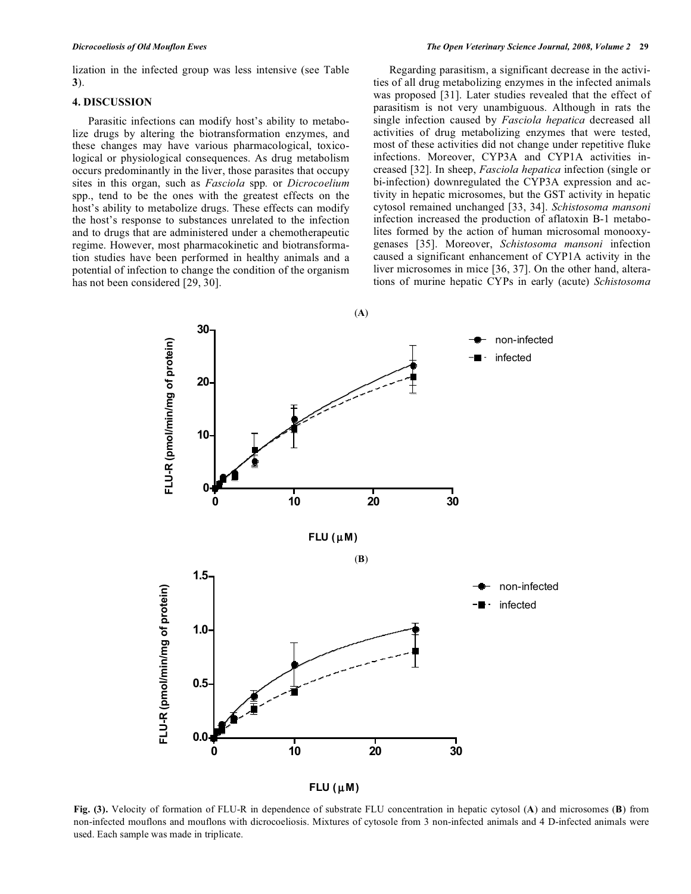lization in the infected group was less intensive (see Table **3**).

## 4. DISCUSSION

Parasitic infections can modify host's ability to metabolize drugs by altering the biotransformation enzymes, and these changes may have various pharmacological, toxicological or physiological consequences. As drug metabolism occurs predominantly in the liver, those parasites that occupy sites in this organ, such as *Fasciola* spp. or *Dicrocoelium* spp., tend to be the ones with the greatest effects on the host's ability to metabolize drugs. These effects can modify the host's response to substances unrelated to the infection and to drugs that are administered under a chemotherapeutic regime. However, most pharmacokinetic and biotransformation studies have been performed in healthy animals and a potential of infection to change the condition of the organism has not been considered [29, 30].

Regarding parasitism, a significant decrease in the activities of all drug metabolizing enzymes in the infected animals was proposed [31]. Later studies revealed that the effect of parasitism is not very unambiguous. Although in rats the single infection caused by *Fasciola hepatica* decreased all activities of drug metabolizing enzymes that were tested, most of these activities did not change under repetitive fluke infections. Moreover, CYP3A and CYP1A activities increased [32]. In sheep, *Fasciola hepatica* infection (single or bi-infection) downregulated the CYP3A expression and activity in hepatic microsomes, but the GST activity in hepatic cytosol remained unchanged [33, 34]. *Schistosoma mansoni* infection increased the production of aflatoxin B-1 metabolites formed by the action of human microsomal monooxygenases [35]. Moreover, *Schistosoma mansoni* infection caused a significant enhancement of CYP1A activity in the liver microsomes in mice [36, 37]. On the other hand, alterations of murine hepatic CYPs in early (acute) *Schistosoma*

**Fig. (3).** Velocity of formation of FLU-R in dependence of substrate FLU concentration in hepatic cytosol (**A**) and microsomes (**B**) from non-infected mouflons and mouflons with dicrocoeliosis. Mixtures of cytosole from 3 non-infected animals and 4 D-infected animals were used. Each sample was made in triplicate.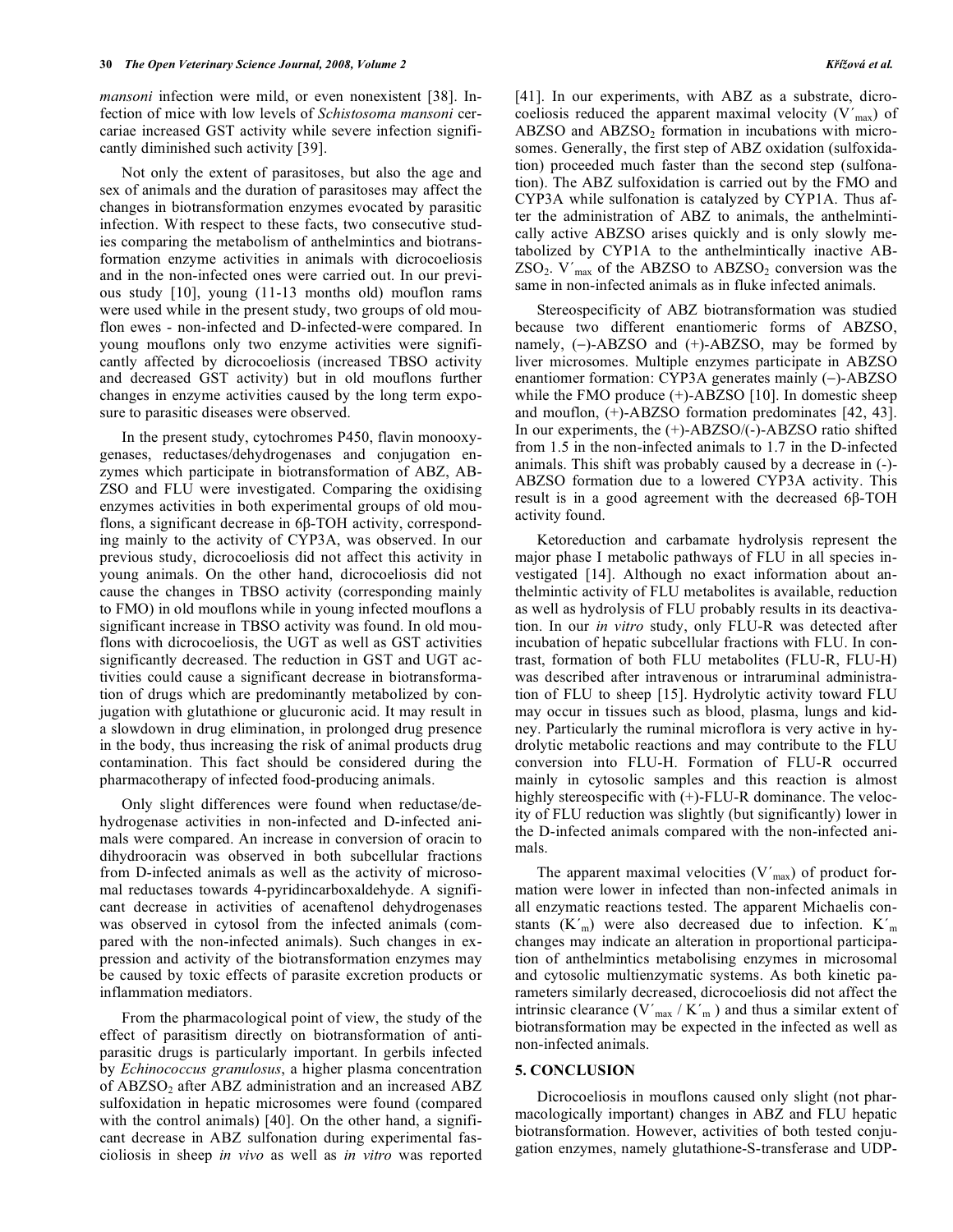*mansoni* infection were mild, or even nonexistent [38]. Infection of mice with low levels of *Schistosoma mansoni* cercariae increased GST activity while severe infection significantly diminished such activity [39].

Not only the extent of parasitoses, but also the age and sex of animals and the duration of parasitoses may affect the changes in biotransformation enzymes evocated by parasitic infection. With respect to these facts, two consecutive studies comparing the metabolism of anthelmintics and biotransformation enzyme activities in animals with dicrocoeliosis and in the non-infected ones were carried out. In our previous study [10], young (11-13 months old) mouflon rams were used while in the present study, two groups of old mouflon ewes - non-infected and D-infected-were compared. In young mouflons only two enzyme activities were significantly affected by dicrocoeliosis (increased TBSO activity and decreased GST activity) but in old mouflons further changes in enzyme activities caused by the long term exposure to parasitic diseases were observed.

In the present study, cytochromes P450, flavin monooxygenases, reductases/dehydrogenases and conjugation enzymes which participate in biotransformation of ABZ, ABZSO and FLU were investigated. Comparing the oxidising enzymes activities in both experimental groups of old mouflons, a significant decrease in 6β-TOH activity, corresponding mainly to the activity of CYP3A, was observed. In our previous study, dicrocoeliosis did not affect this activity in young animals. On the other hand, dicrocoeliosis did not cause the changes in TBSO activity (corresponding mainly to FMO) in old mouflons while in young infected mouflons a significant increase in TBSO activity was found. In old mouflons with dicrocoeliosis, the UGT as well as GST activities significantly decreased. The reduction in GST and UGT activities could cause a significant decrease in biotransformation of drugs which are predominantly metabolized by conjugation with glutathione or glucuronic acid. It may result in a slowdown in drug elimination, in prolonged drug presence in the body, thus increasing the risk of animal products drug contamination. This fact should be considered during the pharmacotherapy of infected food-producing animals.

Only slight differences were found when reductase/dehydrogenase activities in non-infected and D-infected animals were compared. An increase in conversion of oracin to dihydrooracin was observed in both subcellular fractions from D-infected animals as well as the activity of microsomal reductases towards 4-pyridincarboxaldehyde. A significant decrease in activities of acenaftenol dehydrogenases was observed in cytosol from the infected animals (compared with the non-infected animals). Such changes in expression and activity of the biotransformation enzymes may be caused by toxic effects of parasite excretion products or inflammation mediators.

From the pharmacological point of view, the study of the effect of parasitism directly on biotransformation of antiparasitic drugs is particularly important. In gerbils infected by *Echinococcus granulosus*, a higher plasma concentration of $ABZSO_2$ after ABZ administration and an increased ABZ sulfoxidation in hepatic microsomes were found (compared with the control animals) [40]. On the other hand, a significant decrease in ABZ sulfonation during experimental fascioliosis in sheep *in vivo* as well as *in vitro* was reported [41]. In our experiments, with ABZ as a substrate, dicrocoeliosis reduced the apparent maximal velocity ($V'_{max}$) of ABZSO and $ABZSO_2$ formation in incubations with microsomes. Generally, the first step of ABZ oxidation (sulfoxidation) proceeded much faster than the second step (sulfonation). The ABZ sulfoxidation is carried out by the FMO and CYP3A while sulfonation is catalyzed by CYP1A. Thus after the administration of ABZ to animals, the anthelmintically active ABZSO arises quickly and is only slowly metabolized by CYP1A to the anthelmintically inactive $ABZSO_2$. $V'_{max}$ of the ABZSO to $ABZSO_2$ conversion was the same in non-infected animals as in fluke infected animals.

Stereospecificity of ABZ biotransformation was studied because two different enantiomeric forms of ABZSO, namely, (−)-ABZSO and (+)-ABZSO, may be formed by liver microsomes. Multiple enzymes participate in ABZSO enantiomer formation: CYP3A generates mainly (−)-ABZSO while the FMO produce (+)-ABZSO [10]. In domestic sheep and mouflon, (+)-ABZSO formation predominates [42, 43]. In our experiments, the (+)-ABZSO/(-)-ABZSO ratio shifted from 1.5 in the non-infected animals to 1.7 in the D-infected animals. This shift was probably caused by a decrease in (-)-ABZSO formation due to a lowered CYP3A activity. This result is in a good agreement with the decreased 6β-TOH activity found.

Ketoreduction and carbamate hydrolysis represent the major phase I metabolic pathways of FLU in all species investigated [14]. Although no exact information about anthelmintic activity of FLU metabolites is available, reduction as well as hydrolysis of FLU probably results in its deactivation. In our *in vitro* study, only FLU-R was detected after incubation of hepatic subcellular fractions with FLU. In contrast, formation of both FLU metabolites (FLU-R, FLU-H) was described after intravenous or intraruminal administration of FLU to sheep [15]. Hydrolytic activity toward FLU may occur in tissues such as blood, plasma, lungs and kidney. Particularly the ruminal microflora is very active in hydrolytic metabolic reactions and may contribute to the FLU conversion into FLU-H. Formation of FLU-R occurred mainly in cytosolic samples and this reaction is almost highly stereospecific with (+)-FLU-R dominance. The velocity of FLU reduction was slightly (but significantly) lower in the D-infected animals compared with the non-infected animals.

The apparent maximal velocities ($V'_{max}$) of product formation were lower in infected than non-infected animals in all enzymatic reactions tested. The apparent Michaelis constants ($K'_m$) were also decreased due to infection. $K'_m$ changes may indicate an alteration in proportional participation of anthelmintics metabolising enzymes in microsomal and cytosolic multienzymatic systems. As both kinetic parameters similarly decreased, dicrocoeliosis did not affect the intrinsic clearance ($V'_{max} / K'_m$) and thus a similar extent of biotransformation may be expected in the infected as well as non-infected animals.

## 5. CONCLUSION

Dicrocoeliosis in mouflons caused only slight (not pharmacologically important) changes in ABZ and FLU hepatic biotransformation. However, activities of both tested conjugation enzymes, namely glutathione-S-transferase and UDP-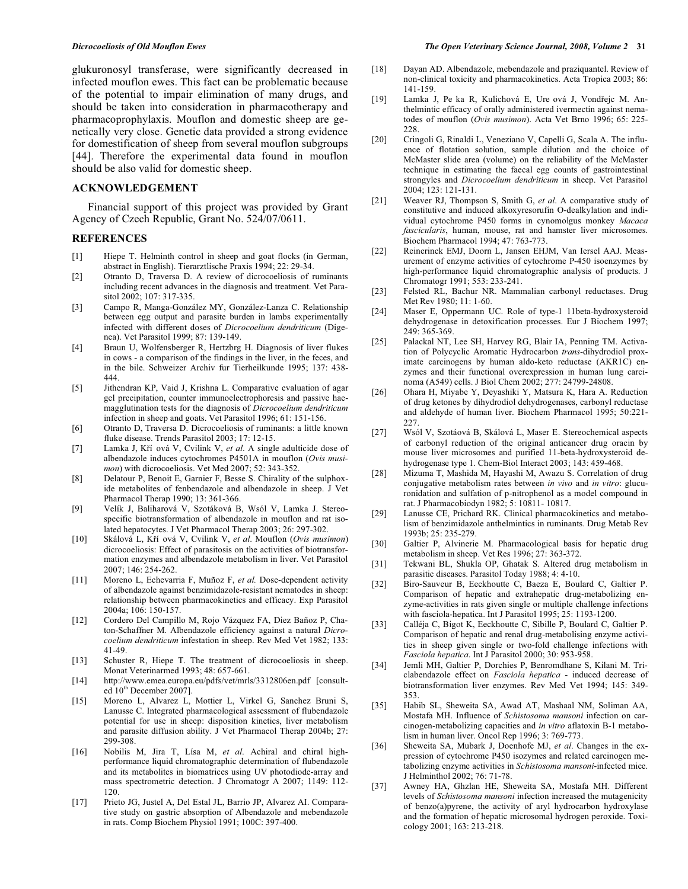glukuronosyl transferase, were significantly decreased in infected mouflon ewes. This fact can be problematic because of the potential to impair elimination of many drugs, and should be taken into consideration in pharmacotherapy and pharmacoprophylaxis. Mouflon and domestic sheep are genetically very close. Genetic data provided a strong evidence for domestification of sheep from several mouflon subgroups [44]. Therefore the experimental data found in mouflon should be also valid for domestic sheep.

## ACKNOWLEDGEMENT

Financial support of this project was provided by Grant Agency of Czech Republic, Grant No. 524/07/0611.

## REFERENCES

[1] Hiepe T. Helminth control in sheep and goat flocks (in German, abstract in English). Tierarztlische Praxis 1994; 22: 29-34.

[2] Otranto D, Traversa D. A review of dicrocoeliosis of ruminants including recent advances in the diagnosis and treatment. Vet Parasitol 2002; 107: 317-335.

[3] Campo R, Manga-González MY, González-Lanza C. Relationship between egg output and parasite burden in lambs experimentally infected with different doses of *Dicrocoelium dendriticum* (Digenea). Vet Parasitol 1999; 87: 139-149.

[4] Braun U, Wolfensberger R, Hertzbrg H. Diagnosis of liver flukes in cows - a comparison of the findings in the liver, in the feces, and in the bile. Schweizer Archiv fur Tierheilkunde 1995; 137: 438-444.

[5] Jithendran KP, Vaid J, Krishna L. Comparative evaluation of agar gel precipitation, counter immunoelectrophoresis and passive haemagglutination tests for the diagnosis of *Dicrocoelium dendriticum* infection in sheep and goats. Vet Parasitol 1996; 61: 151-156.

[6] Otranto D, Traversa D. Dicrocoeliosis of ruminants: a little known fluke disease. Trends Parasitol 2003; 17: 12-15.

[7] Lamka J, Kří ová V, Cvilink V, *et al*. A single adulticide dose of albendazole induces cytochromes P4501A in mouflon (*Ovis musimon*) with dicrocoeliosis. Vet Med 2007; 52: 343-352.

[8] Delatour P, Benoit E, Garnier F, Besse S. Chirality of the sulphoxide metabolites of fenbendazole and albendazole in sheep. J Vet Pharmacol Therap 1990; 13: 361-366.

[9] Velík J, Baliharová V, Szotáková B, Wsól V, Lamka J. Stereospecific biotransformation of albendazole in mouflon and rat isolated hepatocytes. J Vet Pharmacol Therap 2003; 26: 297-302.

[10] Skálová L, Kří ová V, Cvilink V, *et al*. Mouflon (*Ovis musimon*) dicrocoeliosis: Effect of parasitosis on the activities of biotransformation enzymes and albendazole metabolism in liver. Vet Parasitol 2007; 146: 254-262.

[11] Moreno L, Echevarria F, Muñoz F, *et al.* Dose-dependent activity of albendazole against benzimidazole-resistant nematodes in sheep: relationship between pharmacokinetics and efficacy. Exp Parasitol 2004a; 106: 150-157.

[12] Cordero Del Campillo M, Rojo Vázquez FA, Diez Bañoz P, Chaton-Schaffner M. Albendazole efficiency against a natural *Dicrocoelium dendriticum* infestation in sheep. Rev Med Vet 1982; 133: 41-49.

[13] Schuster R, Hiepe T. The treatment of dicrocoeliosis in sheep. Monat Veterinarmed 1993; 48: 657-661.

[14] http://www.emea.europa.eu/pdfs/vet/mrls/3312806en.pdf [consulted 10th December 2007].

[15] Moreno L, Alvarez L, Mottier L, Virkel G, Sanchez Bruni S, Lanusse C. Integrated pharmacological assessment of flubendazole potential for use in sheep: disposition kinetics, liver metabolism and parasite diffusion ability. J Vet Pharmacol Therap 2004b; 27: 299-308.

[16] Nobilis M, Jira T, Lísa M, *et al*. Achiral and chiral high-performance liquid chromatographic determination of flubendazole and its metabolites in biomatrices using UV photodiode-array and mass spectrometric detection. J Chromatogr A 2007; 1149: 112-120.

[17] Prieto JG, Justel A, Del Estal JL, Barrio JP, Alvarez AI. Comparative study on gastric absorption of Albendazole and mebendazole in rats. Comp Biochem Physiol 1991; 100C: 397-400.

[18] Dayan AD. Albendazole, mebendazole and praziquantel. Review of non-clinical toxicity and pharmacokinetics. Acta Tropica 2003; 86: 141-159.

[19] Lamka J, Pe ka R, Kulichová E, Ure ová J, Vondřejc M. Anthelmintic efficacy of orally administered ivermectin against nematodes of mouflon (*Ovis musimon*). Acta Vet Brno 1996; 65: 225-228.

[20] Cringoli G, Rinaldi L, Veneziano V, Capelli G, Scala A. The influence of flotation solution, sample dilution and the choice of McMaster slide area (volume) on the reliability of the McMaster technique in estimating the faecal egg counts of gastrointestinal strongyles and *Dicrocoelium dendriticum* in sheep. Vet Parasitol 2004; 123: 121-131.

[21] Weaver RJ, Thompson S, Smith G, *et al*. A comparative study of constitutive and induced alkoxyresorufin O-dealkylation and individual cytochrome P450 forms in cynomolgus monkey *Macaca fascicularis*, human, mouse, rat and hamster liver microsomes. Biochem Pharmacol 1994; 47: 763-773.

[22] Reinerinck EMJ, Doorn L, Jansen EHJM, Van Iersel AAJ. Measurement of enzyme activities of cytochrome P-450 isoenzymes by high-performance liquid chromatographic analysis of products. J Chromatogr 1991; 553: 233-241.

[23] Felsted RL, Bachur NR. Mammalian carbonyl reductases. Drug Met Rev 1980; 11: 1-60.

[24] Maser E, Oppermann UC. Role of type-1 11beta-hydroxysteroid dehydrogenase in detoxification processes. Eur J Biochem 1997; 249: 365-369.

[25] Palackal NT, Lee SH, Harvey RG, Blair IA, Penning TM. Activation of Polycyclic Aromatic Hydrocarbon *trans*-dihydrodiol proximate carcinogens by human aldo-keto reductase (AKR1C) enzymes and their functional overexpression in human lung carcinoma (A549) cells. J Biol Chem 2002; 277: 24799-24808.

[26] Ohara H, Miyabe Y, Deyashiki Y, Matsura K, Hara A. Reduction of drug ketones by dihydrodiol dehydrogenases, carbonyl reductase and aldehyde of human liver. Biochem Pharmacol 1995; 50:221-227.

[27] Wsól V, Szotáová B, Skálová L, Maser E. Stereochemical aspects of carbonyl reduction of the original anticancer drug oracin by mouse liver microsomes and purified 11-beta-hydroxysteroid dehydrogenase type 1. Chem-Biol Interact 2003; 143: 459-468.

[28] Mizuma T, Mashida M, Hayashi M, Awazu S. Correlation of drug conjugative metabolism rates between *in vivo* and *in vitro*: glucuronidation and sulfation of p-nitrophenol as a model compound in rat. J Pharmacobiodyn 1982; 5: 10811- 10817.

[29] Lanusse CE, Prichard RK. Clinical pharmacokinetics and metabolism of benzimidazole anthelmintics in ruminants. Drug Metab Rev 1993b; 25: 235-279.

[30] Galtier P, Alvinerie M. Pharmacological basis for hepatic drug metabolism in sheep. Vet Res 1996; 27: 363-372.

[31] Tekwani BL, Shukla OP, Ghatak S. Altered drug metabolism in parasitic diseases. Parasitol Today 1988; 4: 4-10.

[32] Biro-Sauveur B, Eeckhoutte C, Baeza E, Boulard C, Galtier P. Comparison of hepatic and extrahepatic drug-metabolizing enzyme-activities in rats given single or multiple challenge infections with fasciola-hepatica. Int J Parasitol 1995; 25: 1193-1200.

[33] Calléja C, Bigot K, Eeckhoutte C, Sibille P, Boulard C, Galtier P. Comparison of hepatic and renal drug-metabolising enzyme activities in sheep given single or two-fold challenge infections with *Fasciola hepatica*. Int J Parasitol 2000; 30: 953-958.

[34] Jemli MH, Galtier P, Dorchies P, Benromdhane S, Kilani M. Triclabendazole effect on *Fasciola hepatica* - induced decrease of biotransformation liver enzymes. Rev Med Vet 1994; 145: 349-353.

[35] Habib SL, Sheweita SA, Awad AT, Mashaal NM, Soliman AA, Mostafa MH. Influence of *Schistosoma mansoni* infection on carcinogen-metabolizing capacities and *in vitro* aflatoxin B-1 metabolism in human liver. Oncol Rep 1996; 3: 769-773.

[36] Sheweita SA, Mubark J, Doenhofe MJ, *et al*. Changes in the expression of cytochrome P450 isozymes and related carcinogen metabolizing enzyme activities in *Schistosoma mansoni*-infected mice. J Helminthol 2002; 76: 71-78.

[37] Awney HA, Ghzlan HE, Sheweita SA, Mostafa MH. Different levels of *Schistosoma mansoni* infection increased the mutagenicity of benzo(a)pyrene, the activity of aryl hydrocarbon hydroxylase and the formation of hepatic microsomal hydrogen peroxide. Toxicology 2001; 163: 213-218.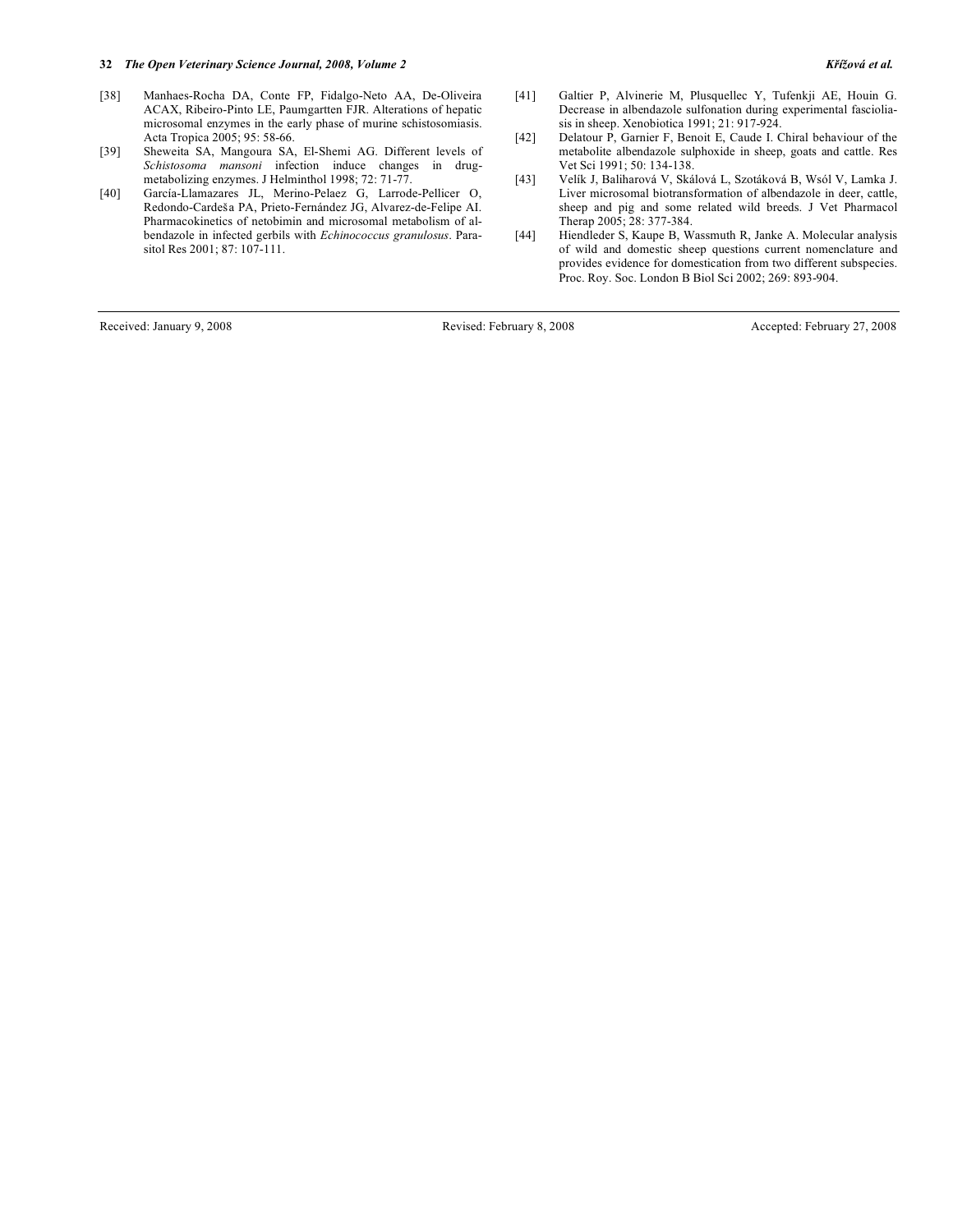[38] Manhaes-Rocha DA, Conte FP, Fidalgo-Neto AA, De-Oliveira ACAX, Ribeiro-Pinto LE, Paumgartten FJR. Alterations of hepatic microsomal enzymes in the early phase of murine schistosomiasis. Acta Tropica 2005; 95: 58-66.

[39] Sheweita SA, Mangoura SA, El-Shemi AG. Different levels of *Schistosoma mansoni* infection induce changes in drug-metabolizing enzymes. J Helminthol 1998; 72: 71-77.

[40] García-Llamazares JL, Merino-Pelaez G, Larrode-Pellicer O, Redondo-Cardeša PA, Prieto-Fernández JG, Alvarez-de-Felipe AI. Pharmacokinetics of netobimin and microsomal metabolism of albendazole in infected gerbils with *Echinococcus granulosus*. Parasitol Res 2001; 87: 107-111.

[41] Galtier P, Alvinerie M, Plusquellec Y, Tufenkji AE, Houin G. Decrease in albendazole sulfonation during experimental fascioliasis in sheep. Xenobiotica 1991; 21: 917-924.

[42] Delatour P, Garnier F, Benoit E, Caude I. Chiral behaviour of the metabolite albendazole sulphoxide in sheep, goats and cattle. Res Vet Sci 1991; 50: 134-138.

[43] Velík J, Baliharová V, Skálová L, Szotáková B, Wsól V, Lamka J. Liver microsomal biotransformation of albendazole in deer, cattle, sheep and pig and some related wild breeds. J Vet Pharmacol Therap 2005; 28: 377-384.

[44] Hiendleder S, Kaupe B, Wassmuth R, Janke A. Molecular analysis of wild and domestic sheep questions current nomenclature and provides evidence for domestication from two different subspecies. Proc. Roy. Soc. London B Biol Sci 2002; 269: 893-904.

Received: January 9, 2008 Revised: February 8, 2008 Accepted: February 27, 2008